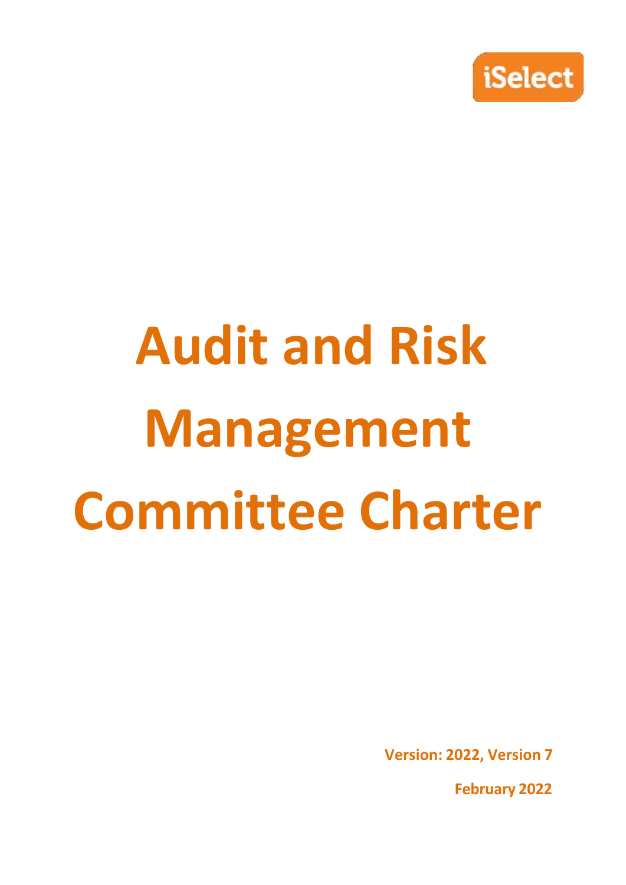iSelect

# Audit and Risk Management Committee Charter

**Version: 2022, Version 7**

**February 2022**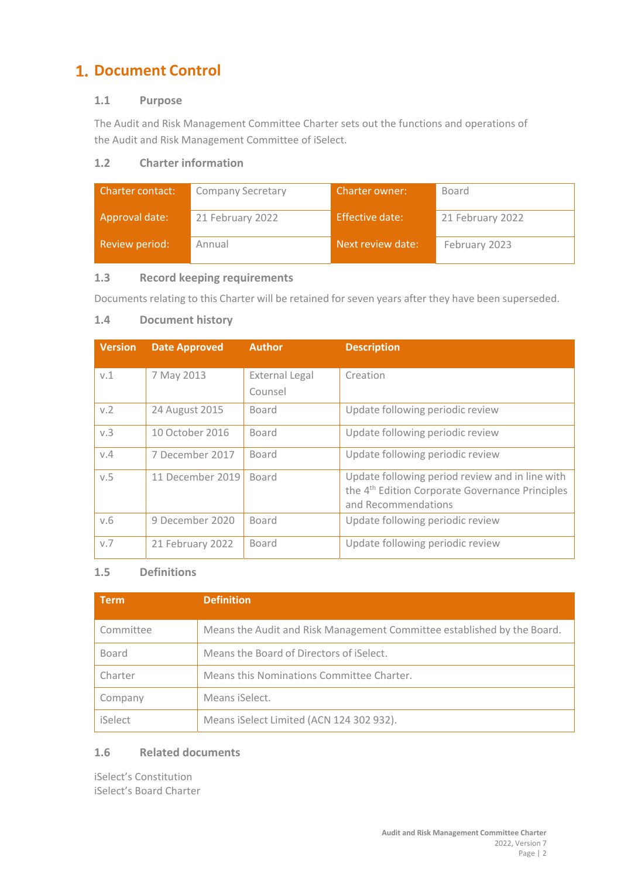# 1. Document Control

## 1.1 Purpose

The Audit and Risk Management Committee Charter sets out the functions and operations of the Audit and Risk Management Committee of iSelect.

## 1.2 Charter information

| Charter contact: | Company Secretary | Charter owner: | Board |
|---|---|---|---|
| Approval date: | 21 February 2022 | Effective date: | 21 February 2022 |
| Review period: | Annual | Next review date: | February 2023 |

## 1.3 Record keeping requirements

Documents relating to this Charter will be retained for seven years after they have been superseded.

## 1.4 Document history

| Version | Date Approved | Author | Description |
|---|---|---|---|
| v.1 | 7 May 2013 | External Legal Counsel | Creation |
| v.2 | 24 August 2015 | Board | Update following periodic review |
| v.3 | 10 October 2016 | Board | Update following periodic review |
| v.4 | 7 December 2017 | Board | Update following periodic review |
| v.5 | 11 December 2019 | Board | Update following period review and in line with the 4th Edition Corporate Governance Principles and Recommendations |
| v.6 | 9 December 2020 | Board | Update following periodic review |
| v.7 | 21 February 2022 | Board | Update following periodic review |

## 1.5 Definitions

| Term | Definition |
|---|---|
| Committee | Means the Audit and Risk Management Committee established by the Board. |
| Board | Means the Board of Directors of iSelect. |
| Charter | Means this Nominations Committee Charter. |
| Company | Means iSelect. |
| iSelect | Means iSelect Limited (ACN 124 302 932). |

## 1.6 Related documents

iSelect's Constitution
iSelect's Board Charter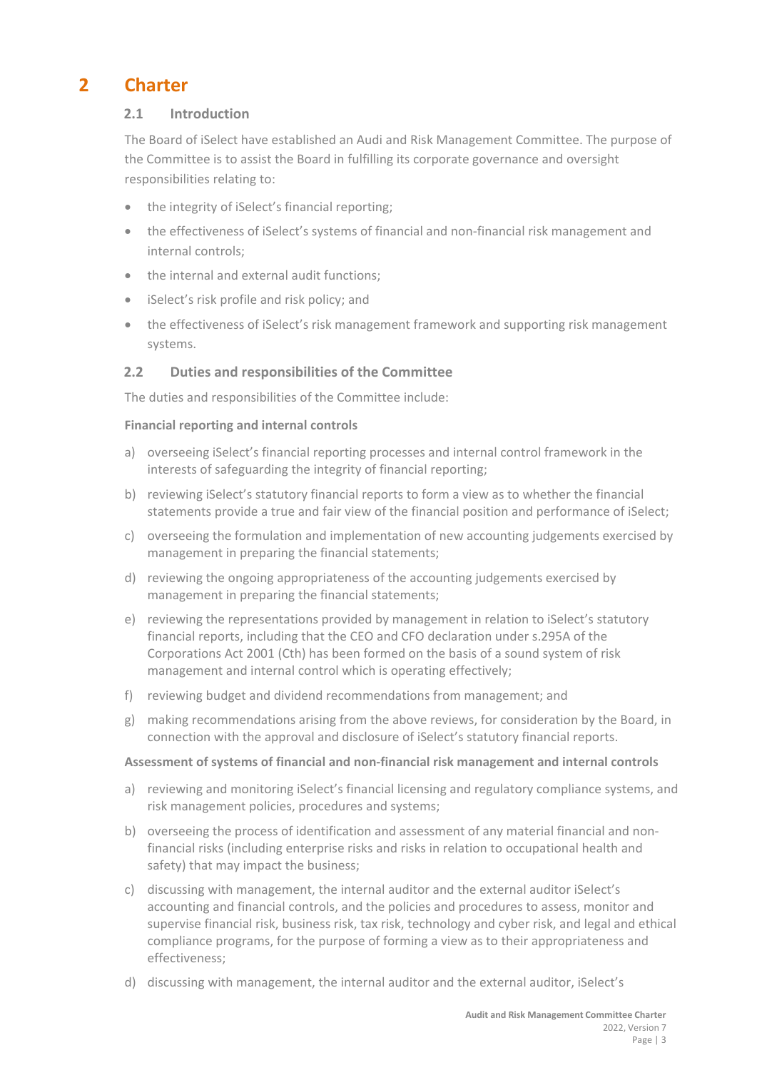# 2 Charter

## 2.1 Introduction

The Board of iSelect have established an Audi and Risk Management Committee. The purpose of the Committee is to assist the Board in fulfilling its corporate governance and oversight responsibilities relating to:

- the integrity of iSelect's financial reporting;
- the effectiveness of iSelect's systems of financial and non-financial risk management and internal controls;
- the internal and external audit functions;
- iSelect's risk profile and risk policy; and
- the effectiveness of iSelect's risk management framework and supporting risk management systems.

## 2.2 Duties and responsibilities of the Committee

The duties and responsibilities of the Committee include:

**Financial reporting and internal controls**

a) overseeing iSelect's financial reporting processes and internal control framework in the interests of safeguarding the integrity of financial reporting;

b) reviewing iSelect's statutory financial reports to form a view as to whether the financial statements provide a true and fair view of the financial position and performance of iSelect;

c) overseeing the formulation and implementation of new accounting judgements exercised by management in preparing the financial statements;

d) reviewing the ongoing appropriateness of the accounting judgements exercised by management in preparing the financial statements;

e) reviewing the representations provided by management in relation to iSelect's statutory financial reports, including that the CEO and CFO declaration under s.295A of the Corporations Act 2001 (Cth) has been formed on the basis of a sound system of risk management and internal control which is operating effectively;

f) reviewing budget and dividend recommendations from management; and

g) making recommendations arising from the above reviews, for consideration by the Board, in connection with the approval and disclosure of iSelect's statutory financial reports.

**Assessment of systems of financial and non-financial risk management and internal controls**

a) reviewing and monitoring iSelect's financial licensing and regulatory compliance systems, and risk management policies, procedures and systems;

b) overseeing the process of identification and assessment of any material financial and non-financial risks (including enterprise risks and risks in relation to occupational health and safety) that may impact the business;

c) discussing with management, the internal auditor and the external auditor iSelect's accounting and financial controls, and the policies and procedures to assess, monitor and supervise financial risk, business risk, tax risk, technology and cyber risk, and legal and ethical compliance programs, for the purpose of forming a view as to their appropriateness and effectiveness;

d) discussing with management, the internal auditor and the external auditor, iSelect's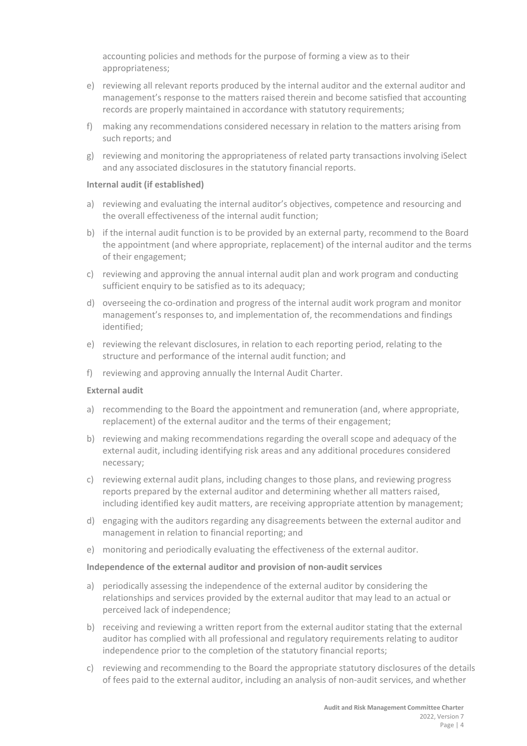accounting policies and methods for the purpose of forming a view as to their appropriateness;

e) reviewing all relevant reports produced by the internal auditor and the external auditor and management's response to the matters raised therein and become satisfied that accounting records are properly maintained in accordance with statutory requirements;

f) making any recommendations considered necessary in relation to the matters arising from such reports; and

g) reviewing and monitoring the appropriateness of related party transactions involving iSelect and any associated disclosures in the statutory financial reports.

**Internal audit (if established)**

a) reviewing and evaluating the internal auditor's objectives, competence and resourcing and the overall effectiveness of the internal audit function;

b) if the internal audit function is to be provided by an external party, recommend to the Board the appointment (and where appropriate, replacement) of the internal auditor and the terms of their engagement;

c) reviewing and approving the annual internal audit plan and work program and conducting sufficient enquiry to be satisfied as to its adequacy;

d) overseeing the co-ordination and progress of the internal audit work program and monitor management's responses to, and implementation of, the recommendations and findings identified;

e) reviewing the relevant disclosures, in relation to each reporting period, relating to the structure and performance of the internal audit function; and

f) reviewing and approving annually the Internal Audit Charter.

**External audit**

a) recommending to the Board the appointment and remuneration (and, where appropriate, replacement) of the external auditor and the terms of their engagement;

b) reviewing and making recommendations regarding the overall scope and adequacy of the external audit, including identifying risk areas and any additional procedures considered necessary;

c) reviewing external audit plans, including changes to those plans, and reviewing progress reports prepared by the external auditor and determining whether all matters raised, including identified key audit matters, are receiving appropriate attention by management;

d) engaging with the auditors regarding any disagreements between the external auditor and management in relation to financial reporting; and

e) monitoring and periodically evaluating the effectiveness of the external auditor.

**Independence of the external auditor and provision of non-audit services**

a) periodically assessing the independence of the external auditor by considering the relationships and services provided by the external auditor that may lead to an actual or perceived lack of independence;

b) receiving and reviewing a written report from the external auditor stating that the external auditor has complied with all professional and regulatory requirements relating to auditor independence prior to the completion of the statutory financial reports;

c) reviewing and recommending to the Board the appropriate statutory disclosures of the details of fees paid to the external auditor, including an analysis of non-audit services, and whether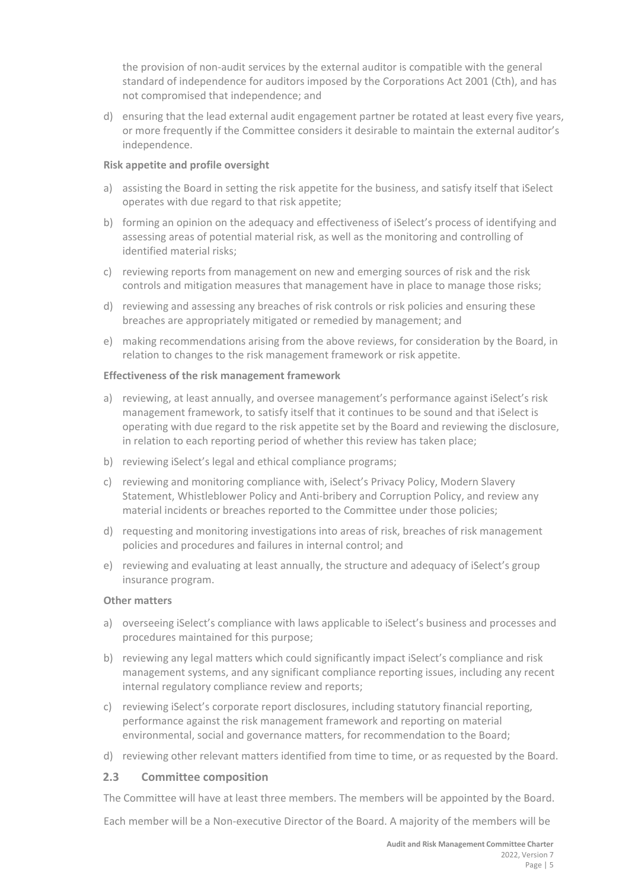the provision of non-audit services by the external auditor is compatible with the general standard of independence for auditors imposed by the Corporations Act 2001 (Cth), and has not compromised that independence; and

d) ensuring that the lead external audit engagement partner be rotated at least every five years, or more frequently if the Committee considers it desirable to maintain the external auditor's independence.

**Risk appetite and profile oversight**

a) assisting the Board in setting the risk appetite for the business, and satisfy itself that iSelect operates with due regard to that risk appetite;

b) forming an opinion on the adequacy and effectiveness of iSelect's process of identifying and assessing areas of potential material risk, as well as the monitoring and controlling of identified material risks;

c) reviewing reports from management on new and emerging sources of risk and the risk controls and mitigation measures that management have in place to manage those risks;

d) reviewing and assessing any breaches of risk controls or risk policies and ensuring these breaches are appropriately mitigated or remedied by management; and

e) making recommendations arising from the above reviews, for consideration by the Board, in relation to changes to the risk management framework or risk appetite.

**Effectiveness of the risk management framework**

a) reviewing, at least annually, and oversee management's performance against iSelect's risk management framework, to satisfy itself that it continues to be sound and that iSelect is operating with due regard to the risk appetite set by the Board and reviewing the disclosure, in relation to each reporting period of whether this review has taken place;

b) reviewing iSelect's legal and ethical compliance programs;

c) reviewing and monitoring compliance with, iSelect's Privacy Policy, Modern Slavery Statement, Whistleblower Policy and Anti-bribery and Corruption Policy, and review any material incidents or breaches reported to the Committee under those policies;

d) requesting and monitoring investigations into areas of risk, breaches of risk management policies and procedures and failures in internal control; and

e) reviewing and evaluating at least annually, the structure and adequacy of iSelect's group insurance program.

**Other matters**

a) overseeing iSelect's compliance with laws applicable to iSelect's business and processes and procedures maintained for this purpose;

b) reviewing any legal matters which could significantly impact iSelect's compliance and risk management systems, and any significant compliance reporting issues, including any recent internal regulatory compliance review and reports;

c) reviewing iSelect's corporate report disclosures, including statutory financial reporting, performance against the risk management framework and reporting on material environmental, social and governance matters, for recommendation to the Board;

d) reviewing other relevant matters identified from time to time, or as requested by the Board.

## 2.3 Committee composition

The Committee will have at least three members. The members will be appointed by the Board.

Each member will be a Non-executive Director of the Board. A majority of the members will be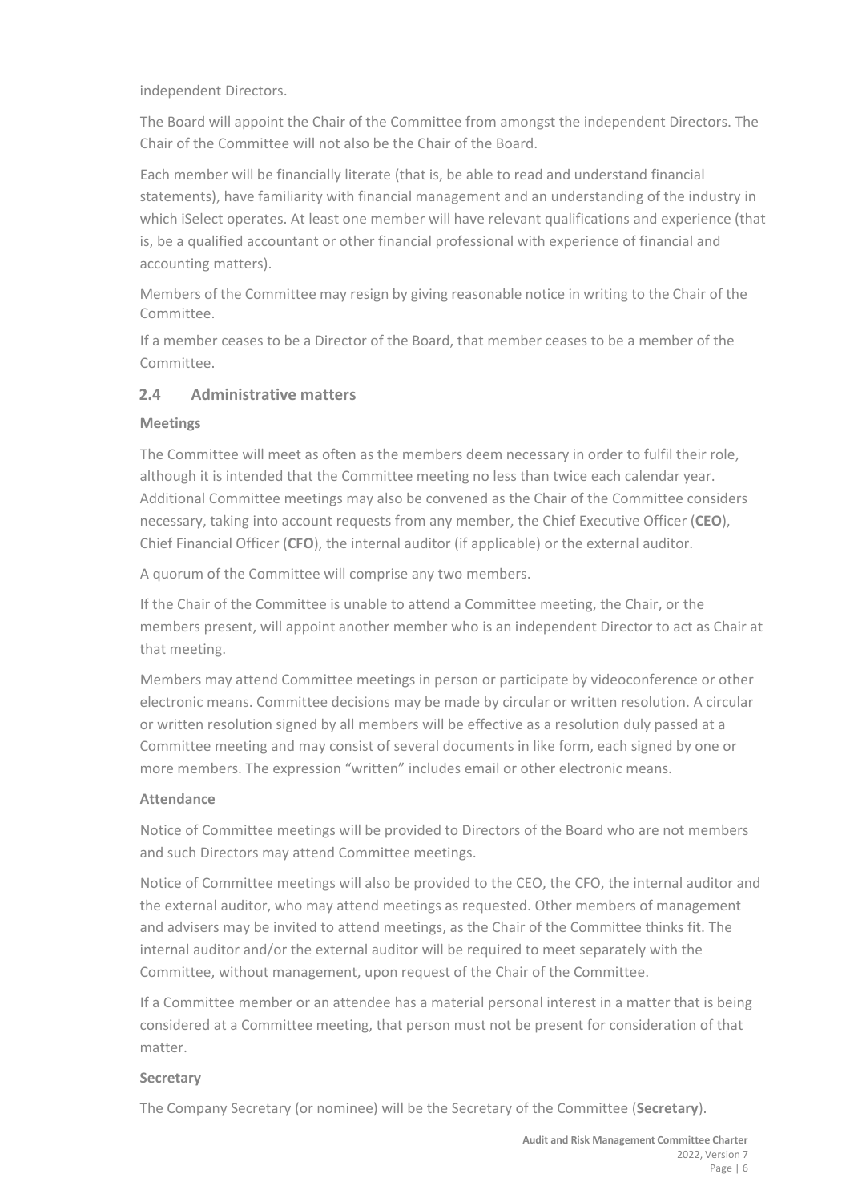independent Directors.

The Board will appoint the Chair of the Committee from amongst the independent Directors. The Chair of the Committee will not also be the Chair of the Board.

Each member will be financially literate (that is, be able to read and understand financial statements), have familiarity with financial management and an understanding of the industry in which iSelect operates. At least one member will have relevant qualifications and experience (that is, be a qualified accountant or other financial professional with experience of financial and accounting matters).

Members of the Committee may resign by giving reasonable notice in writing to the Chair of the Committee.

If a member ceases to be a Director of the Board, that member ceases to be a member of the Committee.

## 2.4 Administrative matters

### Meetings

The Committee will meet as often as the members deem necessary in order to fulfil their role, although it is intended that the Committee meeting no less than twice each calendar year. Additional Committee meetings may also be convened as the Chair of the Committee considers necessary, taking into account requests from any member, the Chief Executive Officer (**CEO**), Chief Financial Officer (**CFO**), the internal auditor (if applicable) or the external auditor.

A quorum of the Committee will comprise any two members.

If the Chair of the Committee is unable to attend a Committee meeting, the Chair, or the members present, will appoint another member who is an independent Director to act as Chair at that meeting.

Members may attend Committee meetings in person or participate by videoconference or other electronic means. Committee decisions may be made by circular or written resolution. A circular or written resolution signed by all members will be effective as a resolution duly passed at a Committee meeting and may consist of several documents in like form, each signed by one or more members. The expression "written" includes email or other electronic means.

### Attendance

Notice of Committee meetings will be provided to Directors of the Board who are not members and such Directors may attend Committee meetings.

Notice of Committee meetings will also be provided to the CEO, the CFO, the internal auditor and the external auditor, who may attend meetings as requested. Other members of management and advisers may be invited to attend meetings, as the Chair of the Committee thinks fit. The internal auditor and/or the external auditor will be required to meet separately with the Committee, without management, upon request of the Chair of the Committee.

If a Committee member or an attendee has a material personal interest in a matter that is being considered at a Committee meeting, that person must not be present for consideration of that matter.

### Secretary

The Company Secretary (or nominee) will be the Secretary of the Committee (**Secretary**).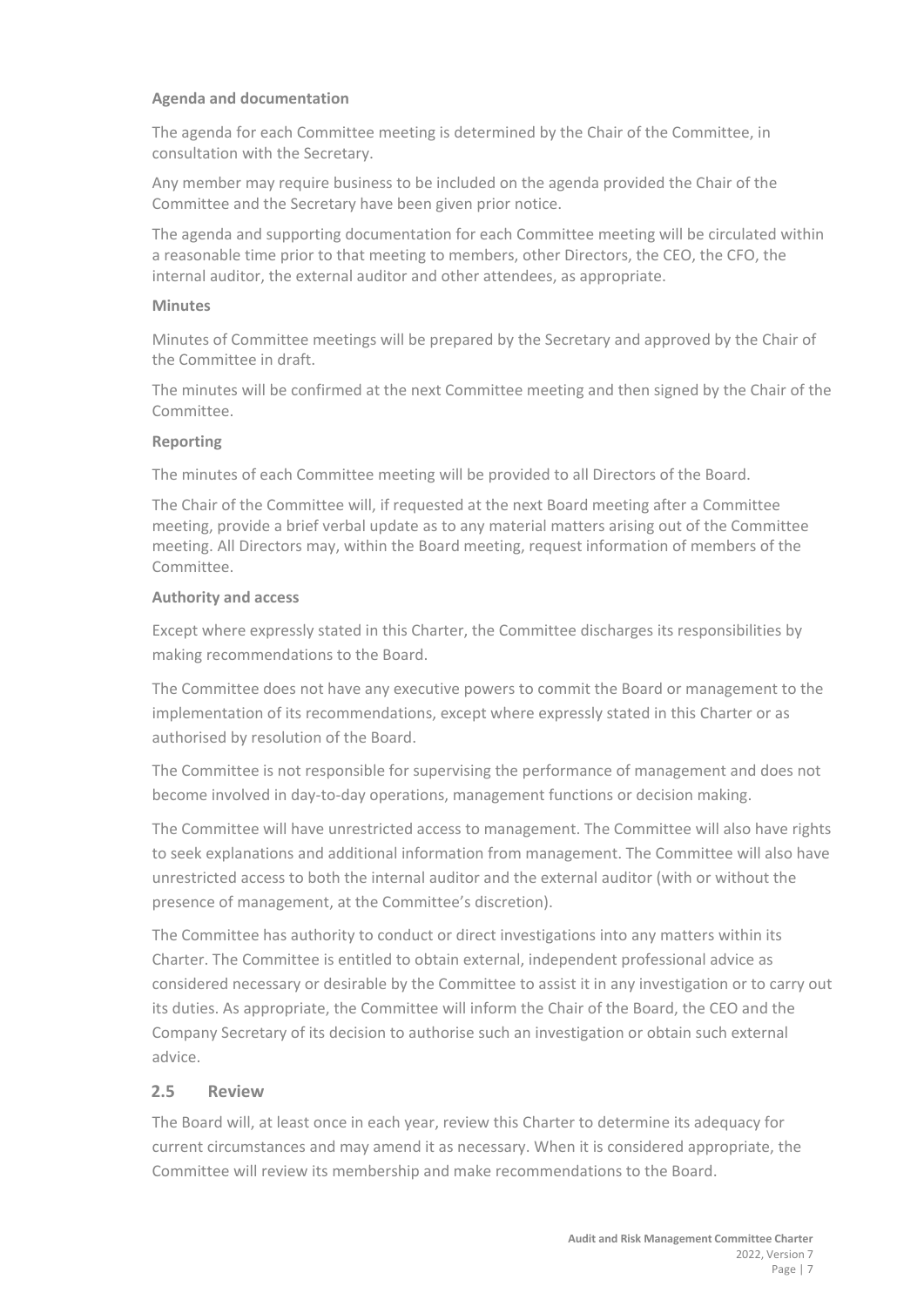**Agenda and documentation**

The agenda for each Committee meeting is determined by the Chair of the Committee, in consultation with the Secretary.

Any member may require business to be included on the agenda provided the Chair of the Committee and the Secretary have been given prior notice.

The agenda and supporting documentation for each Committee meeting will be circulated within a reasonable time prior to that meeting to members, other Directors, the CEO, the CFO, the internal auditor, the external auditor and other attendees, as appropriate.

**Minutes**

Minutes of Committee meetings will be prepared by the Secretary and approved by the Chair of the Committee in draft.

The minutes will be confirmed at the next Committee meeting and then signed by the Chair of the Committee.

**Reporting**

The minutes of each Committee meeting will be provided to all Directors of the Board.

The Chair of the Committee will, if requested at the next Board meeting after a Committee meeting, provide a brief verbal update as to any material matters arising out of the Committee meeting. All Directors may, within the Board meeting, request information of members of the Committee.

**Authority and access**

Except where expressly stated in this Charter, the Committee discharges its responsibilities by making recommendations to the Board.

The Committee does not have any executive powers to commit the Board or management to the implementation of its recommendations, except where expressly stated in this Charter or as authorised by resolution of the Board.

The Committee is not responsible for supervising the performance of management and does not become involved in day-to-day operations, management functions or decision making.

The Committee will have unrestricted access to management. The Committee will also have rights to seek explanations and additional information from management. The Committee will also have unrestricted access to both the internal auditor and the external auditor (with or without the presence of management, at the Committee's discretion).

The Committee has authority to conduct or direct investigations into any matters within its Charter. The Committee is entitled to obtain external, independent professional advice as considered necessary or desirable by the Committee to assist it in any investigation or to carry out its duties. As appropriate, the Committee will inform the Chair of the Board, the CEO and the Company Secretary of its decision to authorise such an investigation or obtain such external advice.

## 2.5 Review

The Board will, at least once in each year, review this Charter to determine its adequacy for current circumstances and may amend it as necessary. When it is considered appropriate, the Committee will review its membership and make recommendations to the Board.